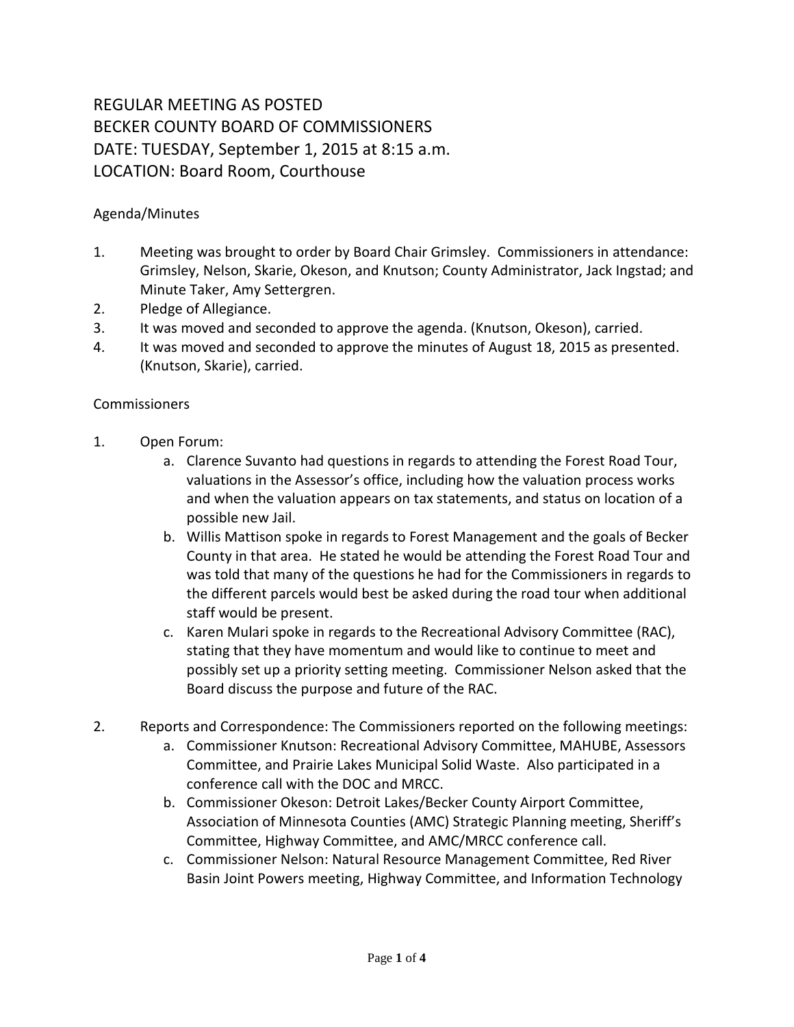# REGULAR MEETING AS POSTED
# BECKER COUNTY BOARD OF COMMISSIONERS
# DATE: TUESDAY, September 1, 2015 at 8:15 a.m.
# LOCATION: Board Room, Courthouse

## Agenda/Minutes

1. Meeting was brought to order by Board Chair Grimsley. Commissioners in attendance: Grimsley, Nelson, Skarie, Okeson, and Knutson; County Administrator, Jack Ingstad; and Minute Taker, Amy Settergren.
2. Pledge of Allegiance.
3. It was moved and seconded to approve the agenda. (Knutson, Okeson), carried.
4. It was moved and seconded to approve the minutes of August 18, 2015 as presented. (Knutson, Skarie), carried.

## Commissioners

1. Open Forum:
   a. Clarence Suvanto had questions in regards to attending the Forest Road Tour, valuations in the Assessor's office, including how the valuation process works and when the valuation appears on tax statements, and status on location of a possible new Jail.
   b. Willis Mattison spoke in regards to Forest Management and the goals of Becker County in that area. He stated he would be attending the Forest Road Tour and was told that many of the questions he had for the Commissioners in regards to the different parcels would best be asked during the road tour when additional staff would be present.
   c. Karen Mulari spoke in regards to the Recreational Advisory Committee (RAC), stating that they have momentum and would like to continue to meet and possibly set up a priority setting meeting. Commissioner Nelson asked that the Board discuss the purpose and future of the RAC.

2. Reports and Correspondence: The Commissioners reported on the following meetings:
   a. Commissioner Knutson: Recreational Advisory Committee, MAHUBE, Assessors Committee, and Prairie Lakes Municipal Solid Waste. Also participated in a conference call with the DOC and MRCC.
   b. Commissioner Okeson: Detroit Lakes/Becker County Airport Committee, Association of Minnesota Counties (AMC) Strategic Planning meeting, Sheriff's Committee, Highway Committee, and AMC/MRCC conference call.
   c. Commissioner Nelson: Natural Resource Management Committee, Red River Basin Joint Powers meeting, Highway Committee, and Information Technology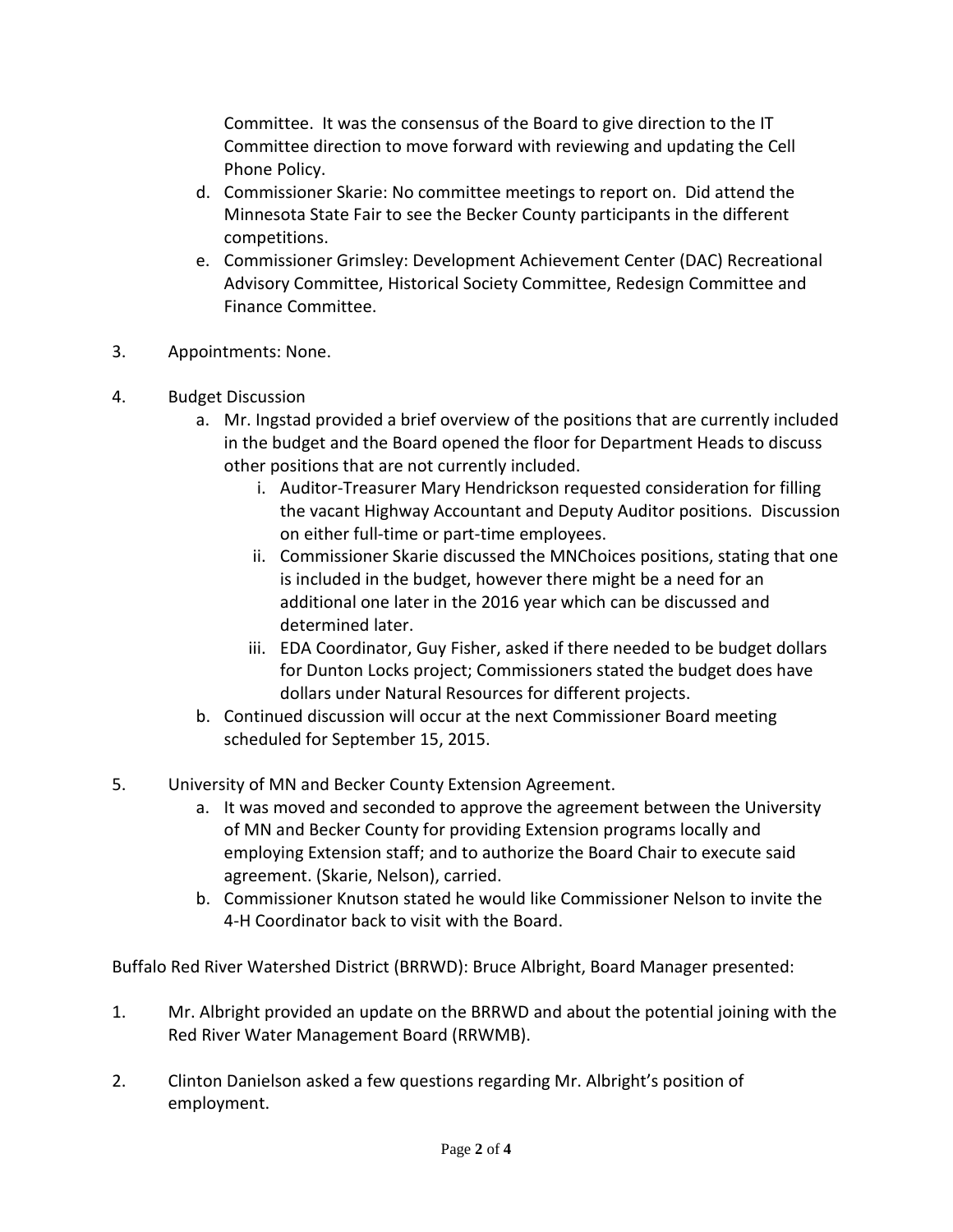Committee. It was the consensus of the Board to give direction to the IT Committee direction to move forward with reviewing and updating the Cell Phone Policy.

   d. Commissioner Skarie: No committee meetings to report on. Did attend the Minnesota State Fair to see the Becker County participants in the different competitions.
   e. Commissioner Grimsley: Development Achievement Center (DAC) Recreational Advisory Committee, Historical Society Committee, Redesign Committee and Finance Committee.

3. Appointments: None.

4. Budget Discussion
   a. Mr. Ingstad provided a brief overview of the positions that are currently included in the budget and the Board opened the floor for Department Heads to discuss other positions that are not currently included.
      i. Auditor-Treasurer Mary Hendrickson requested consideration for filling the vacant Highway Accountant and Deputy Auditor positions. Discussion on either full-time or part-time employees.
      ii. Commissioner Skarie discussed the MNChoices positions, stating that one is included in the budget, however there might be a need for an additional one later in the 2016 year which can be discussed and determined later.
      iii. EDA Coordinator, Guy Fisher, asked if there needed to be budget dollars for Dunton Locks project; Commissioners stated the budget does have dollars under Natural Resources for different projects.
   b. Continued discussion will occur at the next Commissioner Board meeting scheduled for September 15, 2015.

5. University of MN and Becker County Extension Agreement.
   a. It was moved and seconded to approve the agreement between the University of MN and Becker County for providing Extension programs locally and employing Extension staff; and to authorize the Board Chair to execute said agreement. (Skarie, Nelson), carried.
   b. Commissioner Knutson stated he would like Commissioner Nelson to invite the 4-H Coordinator back to visit with the Board.

Buffalo Red River Watershed District (BRRWD): Bruce Albright, Board Manager presented:

1. Mr. Albright provided an update on the BRRWD and about the potential joining with the Red River Water Management Board (RRWMB).

2. Clinton Danielson asked a few questions regarding Mr. Albright's position of employment.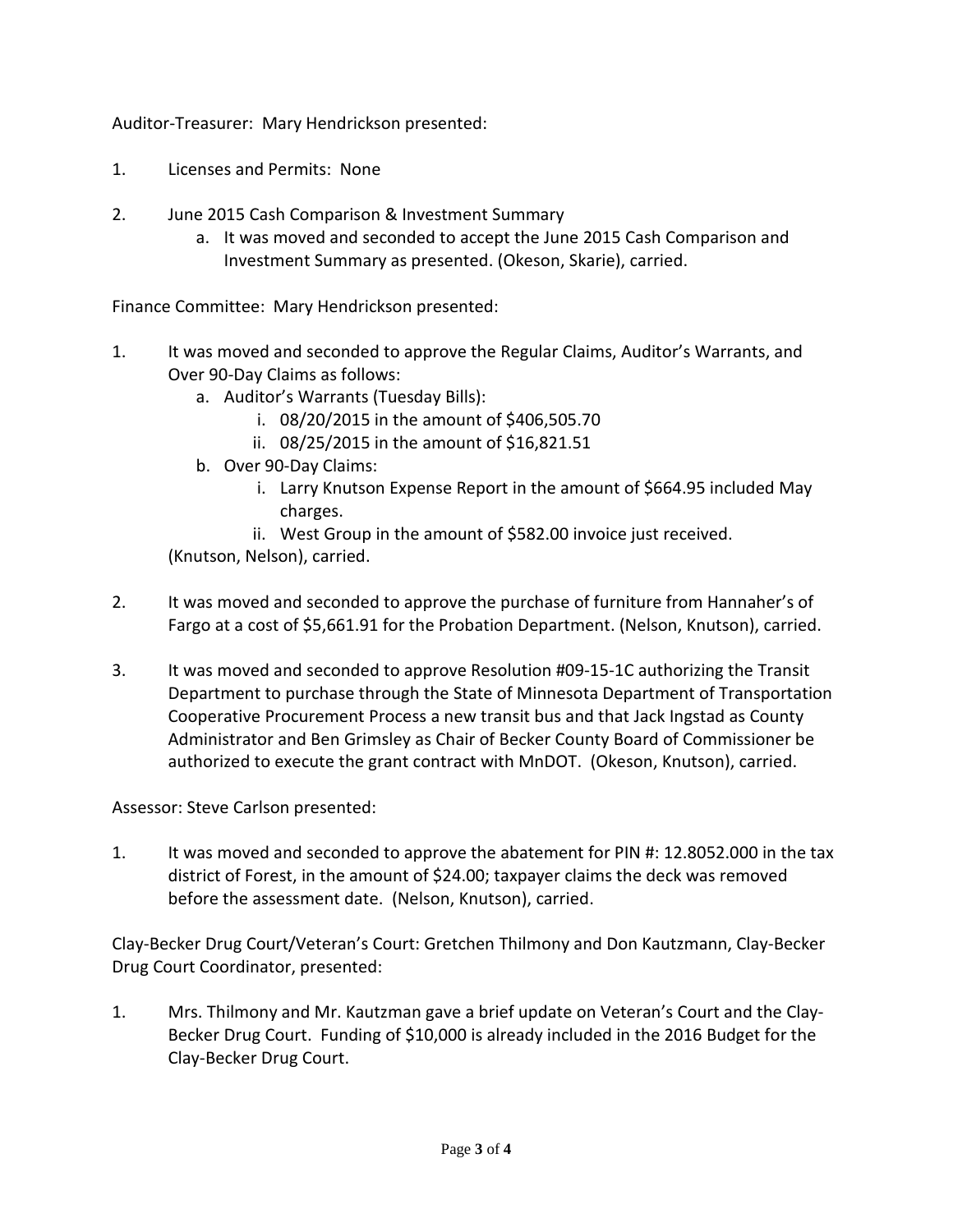Auditor-Treasurer: Mary Hendrickson presented:

1. Licenses and Permits: None

2. June 2015 Cash Comparison & Investment Summary
   a. It was moved and seconded to accept the June 2015 Cash Comparison and Investment Summary as presented. (Okeson, Skarie), carried.

Finance Committee: Mary Hendrickson presented:

1. It was moved and seconded to approve the Regular Claims, Auditor's Warrants, and Over 90-Day Claims as follows:
   a. Auditor's Warrants (Tuesday Bills):
      i. 08/20/2015 in the amount of $406,505.70
      ii. 08/25/2015 in the amount of $16,821.51
   b. Over 90-Day Claims:
      i. Larry Knutson Expense Report in the amount of $664.95 included May charges.
      ii. West Group in the amount of $582.00 invoice just received.

   (Knutson, Nelson), carried.

2. It was moved and seconded to approve the purchase of furniture from Hannaher's of Fargo at a cost of $5,661.91 for the Probation Department. (Nelson, Knutson), carried.

3. It was moved and seconded to approve Resolution #09-15-1C authorizing the Transit Department to purchase through the State of Minnesota Department of Transportation Cooperative Procurement Process a new transit bus and that Jack Ingstad as County Administrator and Ben Grimsley as Chair of Becker County Board of Commissioner be authorized to execute the grant contract with MnDOT. (Okeson, Knutson), carried.

Assessor: Steve Carlson presented:

1. It was moved and seconded to approve the abatement for PIN #: 12.8052.000 in the tax district of Forest, in the amount of $24.00; taxpayer claims the deck was removed before the assessment date. (Nelson, Knutson), carried.

Clay-Becker Drug Court/Veteran's Court: Gretchen Thilmony and Don Kautzmann, Clay-Becker Drug Court Coordinator, presented:

1. Mrs. Thilmony and Mr. Kautzman gave a brief update on Veteran's Court and the Clay-Becker Drug Court. Funding of $10,000 is already included in the 2016 Budget for the Clay-Becker Drug Court.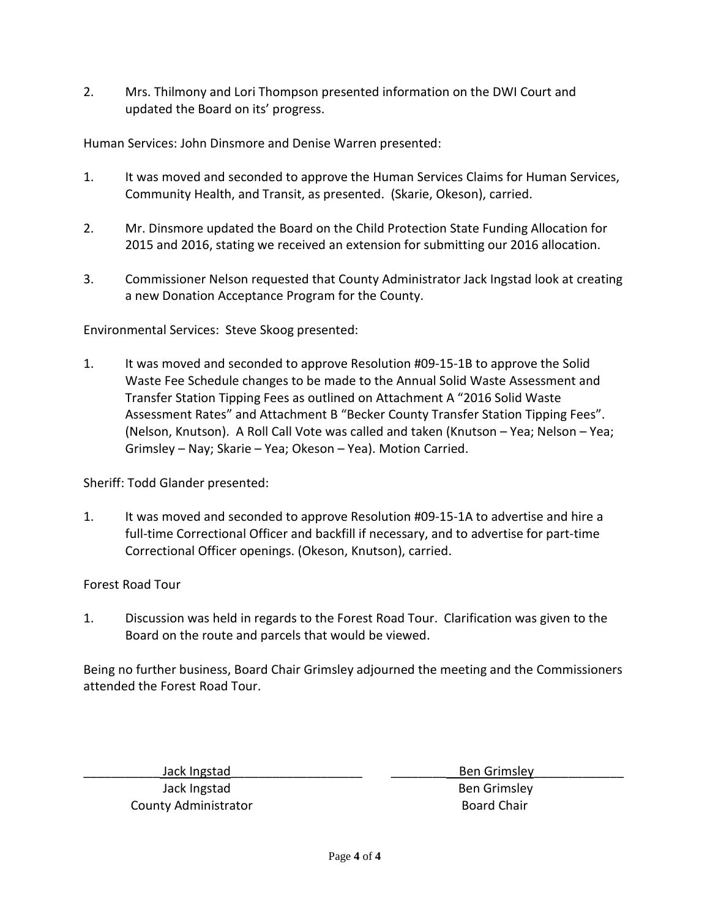2. Mrs. Thilmony and Lori Thompson presented information on the DWI Court and updated the Board on its' progress.

Human Services: John Dinsmore and Denise Warren presented:

1. It was moved and seconded to approve the Human Services Claims for Human Services, Community Health, and Transit, as presented. (Skarie, Okeson), carried.

2. Mr. Dinsmore updated the Board on the Child Protection State Funding Allocation for 2015 and 2016, stating we received an extension for submitting our 2016 allocation.

3. Commissioner Nelson requested that County Administrator Jack Ingstad look at creating a new Donation Acceptance Program for the County.

Environmental Services: Steve Skoog presented:

1. It was moved and seconded to approve Resolution #09-15-1B to approve the Solid Waste Fee Schedule changes to be made to the Annual Solid Waste Assessment and Transfer Station Tipping Fees as outlined on Attachment A "2016 Solid Waste Assessment Rates" and Attachment B "Becker County Transfer Station Tipping Fees". (Nelson, Knutson). A Roll Call Vote was called and taken (Knutson – Yea; Nelson – Yea; Grimsley – Nay; Skarie – Yea; Okeson – Yea). Motion Carried.

Sheriff: Todd Glander presented:

1. It was moved and seconded to approve Resolution #09-15-1A to advertise and hire a full-time Correctional Officer and backfill if necessary, and to advertise for part-time Correctional Officer openings. (Okeson, Knutson), carried.

Forest Road Tour

1. Discussion was held in regards to the Forest Road Tour. Clarification was given to the Board on the route and parcels that would be viewed.

Being no further business, Board Chair Grimsley adjourned the meeting and the Commissioners attended the Forest Road Tour.

| | |
|---|---|
| ___Jack Ingstad___ | ___Ben Grimsley___ |
| Jack Ingstad | Ben Grimsley |
| County Administrator | Board Chair |